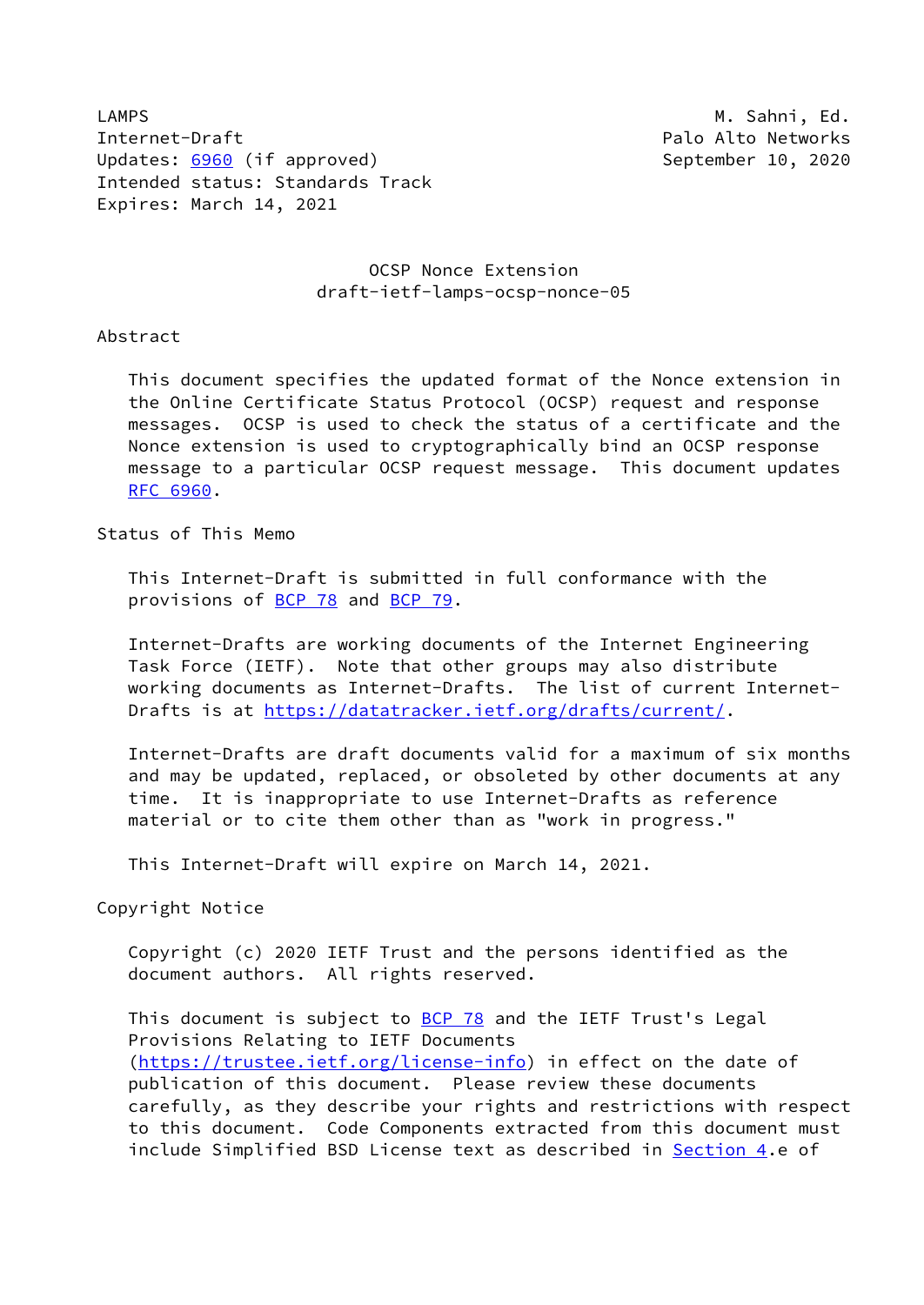LAMPS M. Sahni, Ed.
Internet-Draft Palo Alto Networks
Updates: 6960 (if approved) September 10, 2020
Intended status: Standards Track
Expires: March 14, 2021

# OCSP Nonce Extension
## draft-ietf-lamps-ocsp-nonce-05

## Abstract

This document specifies the updated format of the Nonce extension in the Online Certificate Status Protocol (OCSP) request and response messages. OCSP is used to check the status of a certificate and the Nonce extension is used to cryptographically bind an OCSP response message to a particular OCSP request message. This document updates RFC 6960.

## Status of This Memo

This Internet-Draft is submitted in full conformance with the provisions of BCP 78 and BCP 79.

Internet-Drafts are working documents of the Internet Engineering Task Force (IETF). Note that other groups may also distribute working documents as Internet-Drafts. The list of current Internet-Drafts is at https://datatracker.ietf.org/drafts/current/.

Internet-Drafts are draft documents valid for a maximum of six months and may be updated, replaced, or obsoleted by other documents at any time. It is inappropriate to use Internet-Drafts as reference material or to cite them other than as "work in progress."

This Internet-Draft will expire on March 14, 2021.

## Copyright Notice

Copyright (c) 2020 IETF Trust and the persons identified as the document authors. All rights reserved.

This document is subject to BCP 78 and the IETF Trust's Legal Provisions Relating to IETF Documents (https://trustee.ietf.org/license-info) in effect on the date of publication of this document. Please review these documents carefully, as they describe your rights and restrictions with respect to this document. Code Components extracted from this document must include Simplified BSD License text as described in Section 4.e of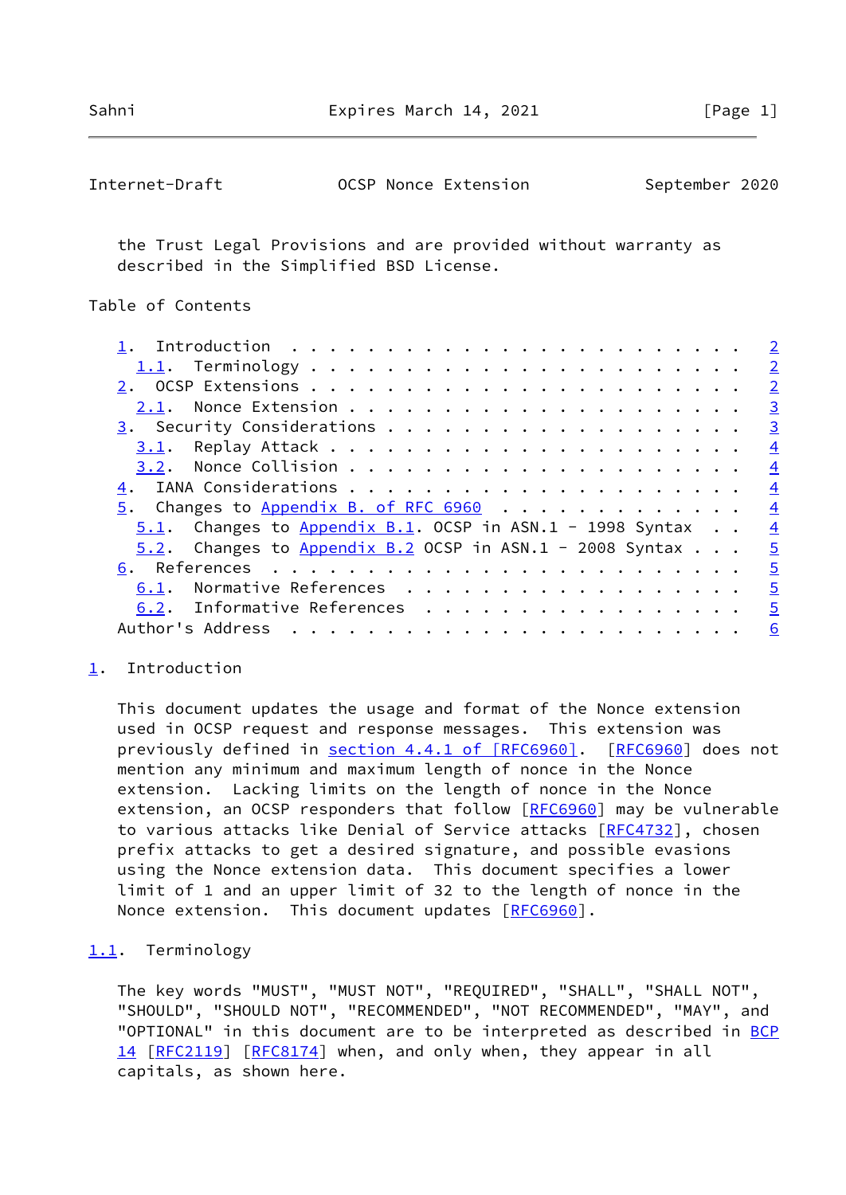the Trust Legal Provisions and are provided without warranty as described in the Simplified BSD License.

## Table of Contents

- 1. Introduction . . . 2
  - 1.1. Terminology . . . 2
- 2. OCSP Extensions . . . 2
  - 2.1. Nonce Extension . . . 3
- 3. Security Considerations . . . 3
  - 3.1. Replay Attack . . . 4
  - 3.2. Nonce Collision . . . 4
- 4. IANA Considerations . . . 4
- 5. Changes to Appendix B. of RFC 6960 . . . 4
  - 5.1. Changes to Appendix B.1. OCSP in ASN.1 - 1998 Syntax . . 4
  - 5.2. Changes to Appendix B.2 OCSP in ASN.1 - 2008 Syntax . . . 5
- 6. References . . . 5
  - 6.1. Normative References . . . 5
  - 6.2. Informative References . . . 5
- Author's Address . . . 6

## 1. Introduction

This document updates the usage and format of the Nonce extension used in OCSP request and response messages. This extension was previously defined in section 4.4.1 of [RFC6960]. [RFC6960] does not mention any minimum and maximum length of nonce in the Nonce extension. Lacking limits on the length of nonce in the Nonce extension, an OCSP responders that follow [RFC6960] may be vulnerable to various attacks like Denial of Service attacks [RFC4732], chosen prefix attacks to get a desired signature, and possible evasions using the Nonce extension data. This document specifies a lower limit of 1 and an upper limit of 32 to the length of nonce in the Nonce extension. This document updates [RFC6960].

### 1.1. Terminology

The key words "MUST", "MUST NOT", "REQUIRED", "SHALL", "SHALL NOT", "SHOULD", "SHOULD NOT", "RECOMMENDED", "NOT RECOMMENDED", "MAY", and "OPTIONAL" in this document are to be interpreted as described in BCP 14 [RFC2119] [RFC8174] when, and only when, they appear in all capitals, as shown here.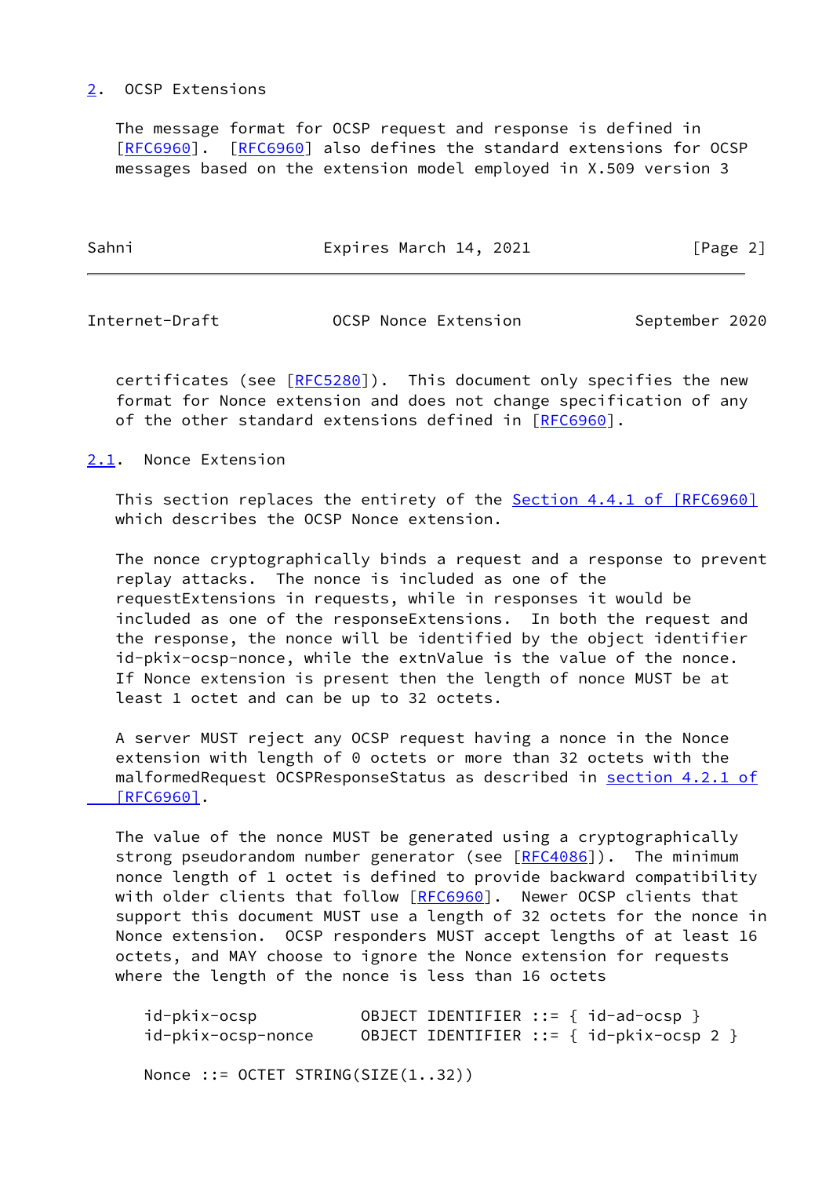## 2. OCSP Extensions

The message format for OCSP request and response is defined in [RFC6960]. [RFC6960] also defines the standard extensions for OCSP messages based on the extension model employed in X.509 version 3 certificates (see [RFC5280]). This document only specifies the new format for Nonce extension and does not change specification of any of the other standard extensions defined in [RFC6960].

### 2.1. Nonce Extension

This section replaces the entirety of the Section 4.4.1 of [RFC6960] which describes the OCSP Nonce extension.

The nonce cryptographically binds a request and a response to prevent replay attacks. The nonce is included as one of the requestExtensions in requests, while in responses it would be included as one of the responseExtensions. In both the request and the response, the nonce will be identified by the object identifier id-pkix-ocsp-nonce, while the extnValue is the value of the nonce. If Nonce extension is present then the length of nonce MUST be at least 1 octet and can be up to 32 octets.

A server MUST reject any OCSP request having a nonce in the Nonce extension with length of 0 octets or more than 32 octets with the malformedRequest OCSPResponseStatus as described in section 4.2.1 of [RFC6960].

The value of the nonce MUST be generated using a cryptographically strong pseudorandom number generator (see [RFC4086]). The minimum nonce length of 1 octet is defined to provide backward compatibility with older clients that follow [RFC6960]. Newer OCSP clients that support this document MUST use a length of 32 octets for the nonce in Nonce extension. OCSP responders MUST accept lengths of at least 16 octets, and MAY choose to ignore the Nonce extension for requests where the length of the nonce is less than 16 octets

```
id-pkix-ocsp           OBJECT IDENTIFIER ::= { id-ad-ocsp }
id-pkix-ocsp-nonce     OBJECT IDENTIFIER ::= { id-pkix-ocsp 2 }

Nonce ::= OCTET STRING(SIZE(1..32))
```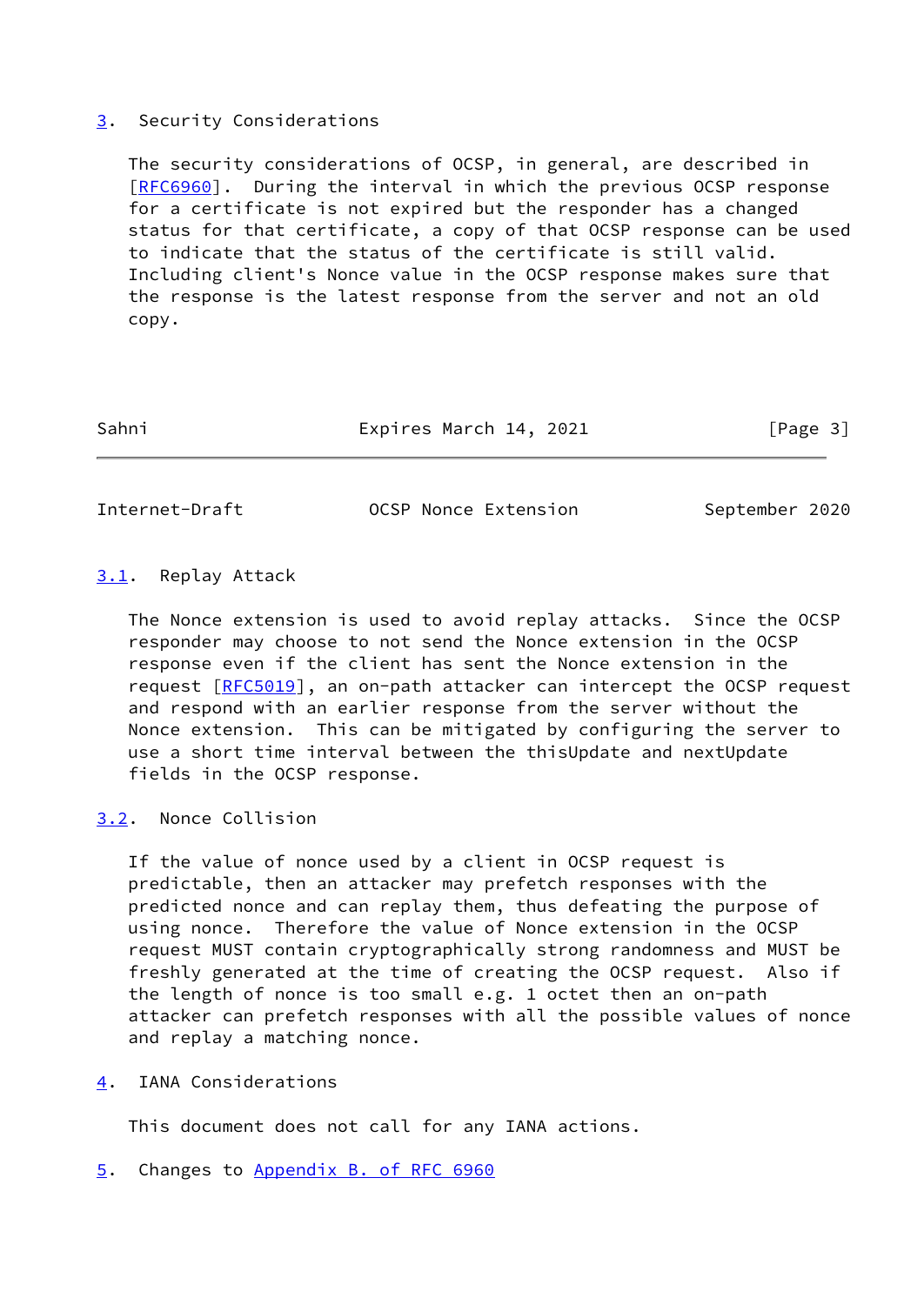## 3. Security Considerations

The security considerations of OCSP, in general, are described in [RFC6960]. During the interval in which the previous OCSP response for a certificate is not expired but the responder has a changed status for that certificate, a copy of that OCSP response can be used to indicate that the status of the certificate is still valid. Including client's Nonce value in the OCSP response makes sure that the response is the latest response from the server and not an old copy.

### 3.1. Replay Attack

The Nonce extension is used to avoid replay attacks. Since the OCSP responder may choose to not send the Nonce extension in the OCSP response even if the client has sent the Nonce extension in the request [RFC5019], an on-path attacker can intercept the OCSP request and respond with an earlier response from the server without the Nonce extension. This can be mitigated by configuring the server to use a short time interval between the thisUpdate and nextUpdate fields in the OCSP response.

### 3.2. Nonce Collision

If the value of nonce used by a client in OCSP request is predictable, then an attacker may prefetch responses with the predicted nonce and can replay them, thus defeating the purpose of using nonce. Therefore the value of Nonce extension in the OCSP request MUST contain cryptographically strong randomness and MUST be freshly generated at the time of creating the OCSP request. Also if the length of nonce is too small e.g. 1 octet then an on-path attacker can prefetch responses with all the possible values of nonce and replay a matching nonce.

## 4. IANA Considerations

This document does not call for any IANA actions.

## 5. Changes to Appendix B. of RFC 6960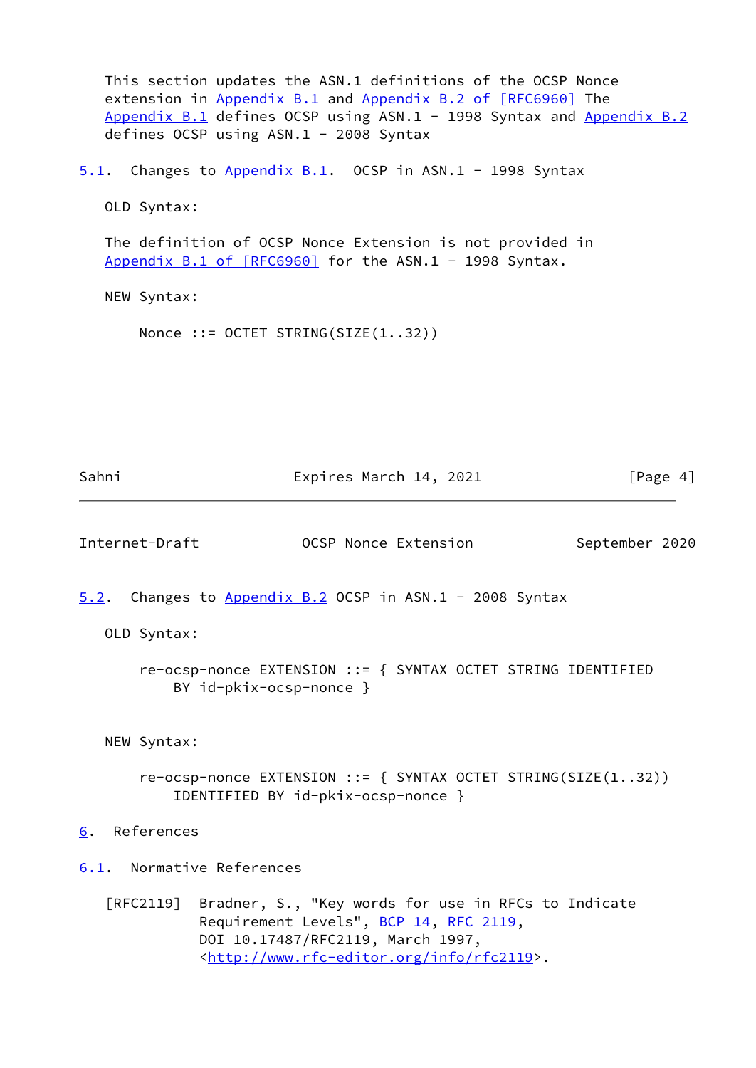This section updates the ASN.1 definitions of the OCSP Nonce extension in Appendix B.1 and Appendix B.2 of [RFC6960] The Appendix B.1 defines OCSP using ASN.1 - 1998 Syntax and Appendix B.2 defines OCSP using ASN.1 - 2008 Syntax

### 5.1. Changes to Appendix B.1. OCSP in ASN.1 - 1998 Syntax

OLD Syntax:

The definition of OCSP Nonce Extension is not provided in Appendix B.1 of [RFC6960] for the ASN.1 - 1998 Syntax.

NEW Syntax:

```
Nonce ::= OCTET STRING(SIZE(1..32))
```

### 5.2. Changes to Appendix B.2 OCSP in ASN.1 - 2008 Syntax

OLD Syntax:

```
re-ocsp-nonce EXTENSION ::= { SYNTAX OCTET STRING IDENTIFIED
    BY id-pkix-ocsp-nonce }
```

NEW Syntax:

```
re-ocsp-nonce EXTENSION ::= { SYNTAX OCTET STRING(SIZE(1..32))
    IDENTIFIED BY id-pkix-ocsp-nonce }
```

## 6. References

### 6.1. Normative References

[RFC2119] Bradner, S., "Key words for use in RFCs to Indicate Requirement Levels", BCP 14, RFC 2119, DOI 10.17487/RFC2119, March 1997, <http://www.rfc-editor.org/info/rfc2119>.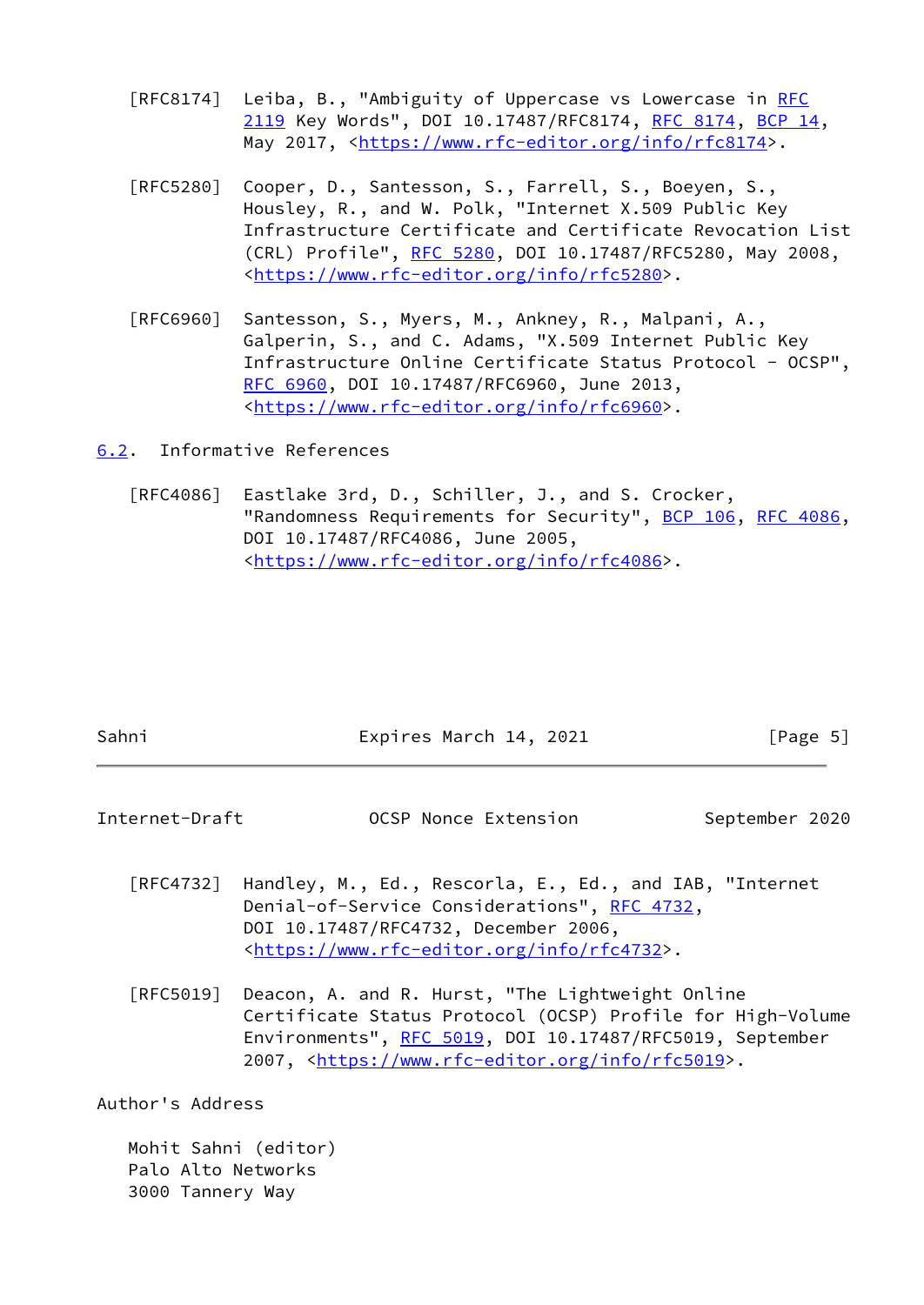[RFC8174] Leiba, B., "Ambiguity of Uppercase vs Lowercase in RFC 2119 Key Words", DOI 10.17487/RFC8174, RFC 8174, BCP 14, May 2017, <https://www.rfc-editor.org/info/rfc8174>.

[RFC5280] Cooper, D., Santesson, S., Farrell, S., Boeyen, S., Housley, R., and W. Polk, "Internet X.509 Public Key Infrastructure Certificate and Certificate Revocation List (CRL) Profile", RFC 5280, DOI 10.17487/RFC5280, May 2008, <https://www.rfc-editor.org/info/rfc5280>.

[RFC6960] Santesson, S., Myers, M., Ankney, R., Malpani, A., Galperin, S., and C. Adams, "X.509 Internet Public Key Infrastructure Online Certificate Status Protocol - OCSP", RFC 6960, DOI 10.17487/RFC6960, June 2013, <https://www.rfc-editor.org/info/rfc6960>.

## 6.2. Informative References

[RFC4086] Eastlake 3rd, D., Schiller, J., and S. Crocker, "Randomness Requirements for Security", BCP 106, RFC 4086, DOI 10.17487/RFC4086, June 2005, <https://www.rfc-editor.org/info/rfc4086>.

[RFC4732] Handley, M., Ed., Rescorla, E., Ed., and IAB, "Internet Denial-of-Service Considerations", RFC 4732, DOI 10.17487/RFC4732, December 2006, <https://www.rfc-editor.org/info/rfc4732>.

[RFC5019] Deacon, A. and R. Hurst, "The Lightweight Online Certificate Status Protocol (OCSP) Profile for High-Volume Environments", RFC 5019, DOI 10.17487/RFC5019, September 2007, <https://www.rfc-editor.org/info/rfc5019>.

## Author's Address

Mohit Sahni (editor)
Palo Alto Networks
3000 Tannery Way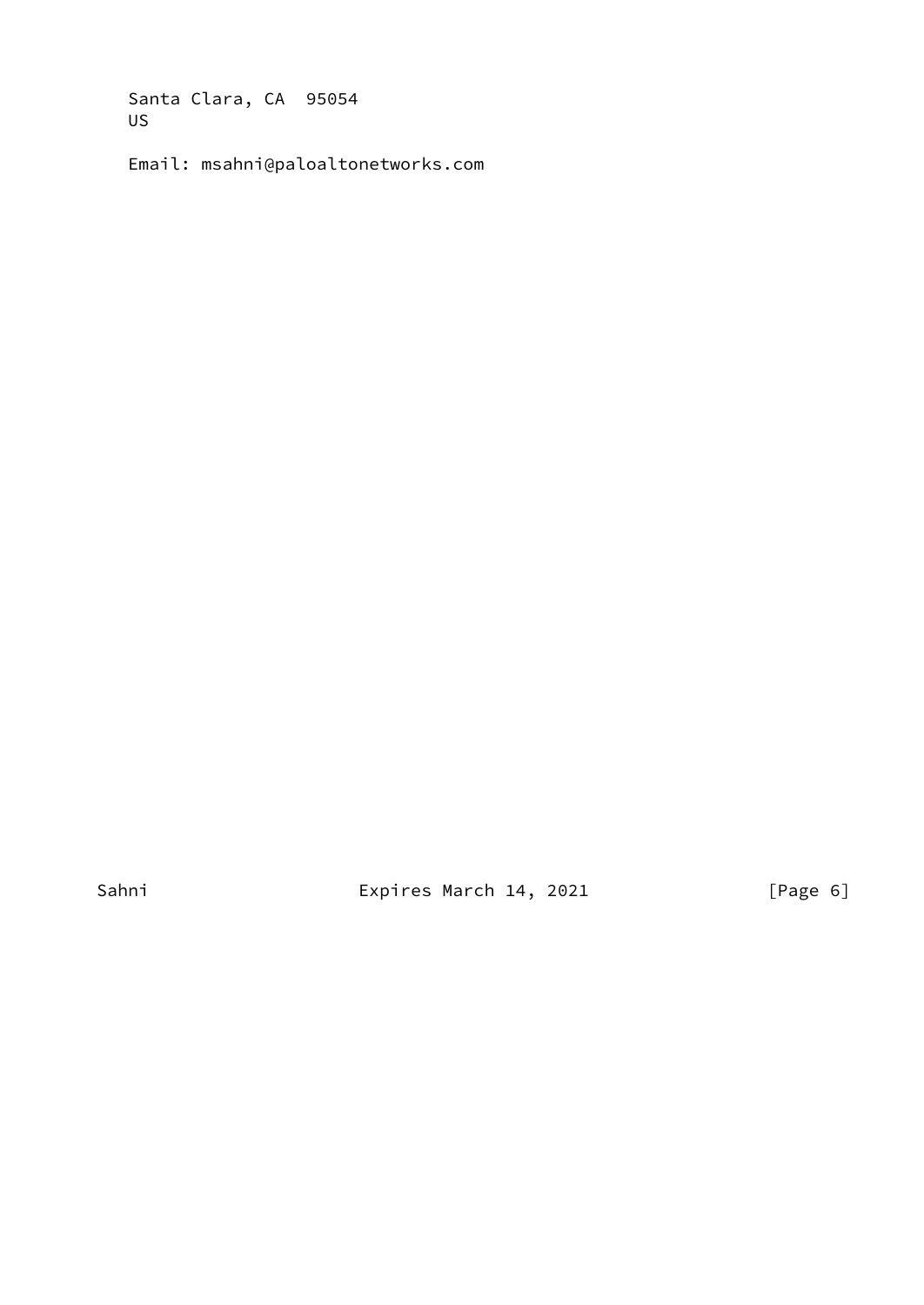Santa Clara, CA  95054
US

Email: msahni@paloaltonetworks.com